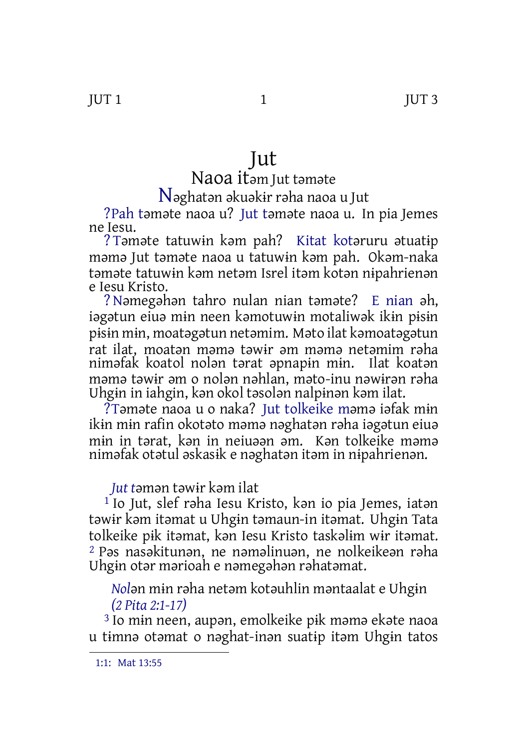# Jut

## Naoa itəm Jut təməte

### Nəghatən əkuəkɨr rəha naoa u Jut

?Pah təməte naoa u? Jut təməte naoa u. In pia Jemes ne Iesu.

?Təməte tatuwɨn kəm pah? Kitat kotəruru ətuatɨp məmə Jut təməte naoa u tatuwɨn kəm pah. Okəm-naka təməte tatuwɨn kəm netəm Isrel itəm kotən nɨpahrienən e Iesu Kristo.

?Nəmegəhən tahro nulan nian təməte? E nian əh, iəgətun eiuə mɨn neen kəmotuwɨn motaliwək ikɨn pɨsɨn pɨsɨn mɨn, moatəgətun netəmim. Məto ilat kəmoatəgətun rat ilat, moatən məmə təwɨr əm məmə netəmim rəha niməfak koatol nolən tərat əpnapɨn mɨn. Ilat koatən məmə təwɨr əm o nolən nəhlan, məto-inu nəwɨrən rəha Uhgɨn in iahgin, kən okol təsolən nalpɨnən kəm ilat.

?Təməte naoa u o naka? Jut tolkeike məmə iəfak mɨn ikɨn mɨn rafin okotəto məmə nəghatən rəha iəgətun eiuə mɨn in tərat, kən in neiuəən əm. Kən tolkeike məmə nimafak otətul əskasɨk e nəghatən itəm in nɨpahrienən.

*Jut t*əmən təwɨr kəm ilat

[1] Io Jut, slef rəha Iesu Kristo, kən io pia Jemes, iatən təwɨr kəm itəmat u Uhgɨn təmaun-in itəmat. Uhgɨn Tata tolkeike pɨk itəmat, kən Iesu Kristo taskəlɨm wɨr itəmat. [2] Pəs nasəkitunən, ne nəməlinuən, ne nolkeikeən rəha Uhgɨn otər mərioah e nəmegəhən rəhatəmat.

*Nol*ən mɨn rəha netəm kotəuhlin məntaalat e Uhgɨn
*(2 Pita 2:1-17)*

[3] Io mɨn neen, aupən, emolkeike pɨk məmə ekəte naoa u tɨmnə otəmat o nəghat-inən suatɨp itəm Uhgɨn tatos

1:1: Mat 13:55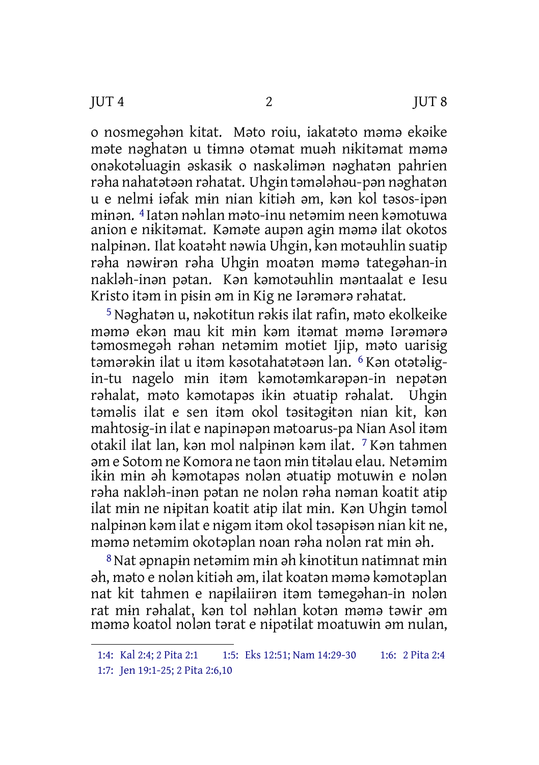o nosmegəhən kitat. Məto roiu, iakatəto məmə ekəike məte nəghatən u tɨmnə otəmat muəh nɨkitəmat məmə onəkotəluagɨn əskasɨk o naskəlɨmən nəghatən pahrien rəha nahatətəən rəhatat. Uhgɨn təmələhəu-pən nəghatən u e nelmɨ iəfak mɨn nian kitiəh əm, kən kol təsos-ipən mɨnən. [4] Iatən nəhlan məto-inu netəmim neen kəmotuwa anion e nɨkitəmat. Kəməte aupən agɨn məmə ilat okotos nalpɨnən. Ilat koatəht nəwia Uhgɨn, kən motəuhlin suatɨp rəha nəwɨrən rəha Uhgɨn moatən məmə tategəhan-in nakləh-inən pətan. Kən kəmotəuhlin məntaalat e Iesu Kristo itəm in pɨsin əm in Kig ne Iərəmərə rəhatat.

[5] Nəghatən u, nəkotɨtun rəkɨs ilat rafin, məto ekolkeike məmə ekən mau kit mɨn kəm itəmat məmə Iərəmərə təmosmegəh rəhan netəmim motiet Ijip, məto uarisɨg təmərəkɨn ilat u itəm kəsotahatətəən lan. [6] Kən otətəlɨg-in-tu nagelo mɨn itəm kəmotəmkarəpən-in nepətən rəhalat, məto kəmotapəs ikɨn ətuatɨp rəhalat. Uhgɨn təməlis ilat e sen itəm okol təsɨtəgɨtən nian kit, kən mahtosɨg-in ilat e napinəpən mətoarus-pa Nian Asol itəm otakil ilat lan, kən mol nalpɨnən kəm ilat. [7] Kən tahmen əm e Sotom ne Komora ne taon mɨn tɨtəlau elau. Netəmim ikɨn mɨn əh kəmotapəs nolən ətuatɨp motuwɨn e nolən rəha nakləh-inən pətan ne nolən rəha nəman koatit atɨp ilat mɨn ne nɨpɨtan koatit atɨp ilat mɨn. Kən Uhgɨn təmol nalpɨnən kəm ilat e nɨgəm itəm okol təsəpɨsən nian kit ne, məmə netəmim okotəplan noan rəha nolən rat mɨn əh.

[8] Nat əpnapɨn netəmim mɨn əh kɨnotɨtun natɨmnat mɨn əh, məto e nolən kitiəh əm, ilat koatən məmə kəmotəplan nat kit tahmen e napɨlaiirən itəm təmegəhan-in nolən rat mɨn rəhalat, kən tol nəhlan kotən məmə təwɨr əm məmə koatol nolən tərat e nɨpətɨlat moatuwɨn əm nulan,

1:4: Kal 2:4; 2 Pita 2:1 1:5: Eks 12:51; Nam 14:29-30 1:6: 2 Pita 2:4
1:7: Jen 19:1-25; 2 Pita 2:6,10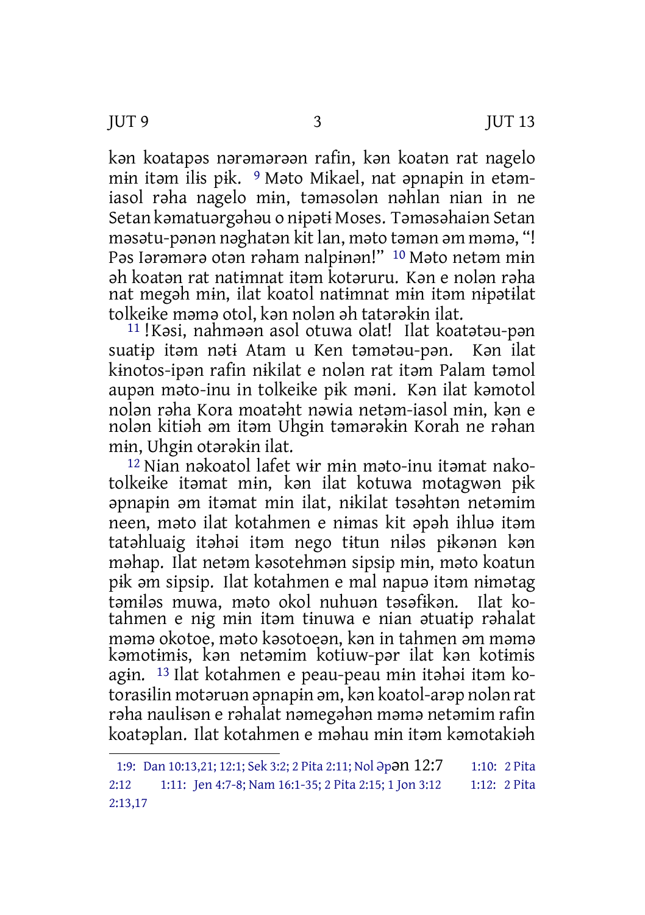kən koatapəs nərəmərəən rafin, kən koatən rat nagelo mɨn itəm ilɨs pɨk. [9] Məto Mikael, nat əpnapɨn in etəm-iasol rəha nagelo mɨn, təməsolən nəhlan nian in ne Setan kəmatuərgəhəu o nɨpətɨ Moses. Təməsəhaiən Setan məsətu-pənən nəghatən kit lan, məto tamən əm məmə, "! Pəs Iərəmərə otən rəham nalpɨnən!" [10] Məto netəm mɨn əh koatən rat natɨmnat itəm kotəruru. Kən e nolən rəha nat megəh mɨn, ilat koatol natɨmnat mɨn itəm nɨpətɨlat tolkeike məmə otol, kən nolən əh tatərəkɨn ilat.

[11] ! Kəsi, nahməən asol otuwa olat! Ilat koatətəu-pən suatɨp itəm nətɨ Atam u Ken təmətəu-pən. Kən ilat kɨnotos-ipən rafin nɨkilat e nolən rat itəm Palam təmol aupən məto-inu in tolkeike pɨk məni. Kən ilat kəmotol nolən rəha Kora moatəht nəwia netəm-iasol mɨn, kən e nolən kitiəh əm itəm Uhgɨn təmərəkɨn Korah ne rəhan mɨn, Uhgɨn otərəkɨn ilat.

[12] Nian nəkoatol lafet wɨr mɨn məto-inu itəmat nakotolkeike itəmat mɨn, kən ilat kotuwa motagwən pɨk əpnapɨn əm itəmat min ilat, nɨkilat təsəhtən netəmim neen, məto ilat kotahmen e nɨmas kit əpəh ihluə itəm tatəhluaig itəhəi itəm nego tɨtun nɨləs pɨkənən kən məhap. Ilat netəm kəsotehmən sipsip mɨn, məto koatun pɨk əm sipsip. Ilat kotahmen e mal napuə itəm nɨmətag təmɨləs muwa, məto okol nuhuən təsəfɨkən. Ilat kotahmen e nɨg mɨn itəm tɨnuwa e nian ətuatɨp rəhalat məmə okotoe, məto kəsotoeən, kən in tahmen əm məmə kəmotɨmɨs, kən netəmim kotiuw-pər ilat kən kotɨmɨs agɨn. [13] Ilat kotahmen e peau-peau mɨn itəhəi itəm kotorasɨlin motəruən əpnapɨn əm, kən koatol-arəp nolən rat rəha naulɨsən e rəhalat nəmegəhən məmə netəmim rafin koatəplan. Ilat kotahmen e məhau mɨn itəm kəmotakiəh

---

1:9: Dan 10:13,21; 12:1; Sek 3:2; 2 Pita 2:11; Nol əpən 12:7 1:10: 2 Pita 2:12 1:11: Jen 4:7-8; Nam 16:1-35; 2 Pita 2:15; 1 Jon 3:12 1:12: 2 Pita 2:13,17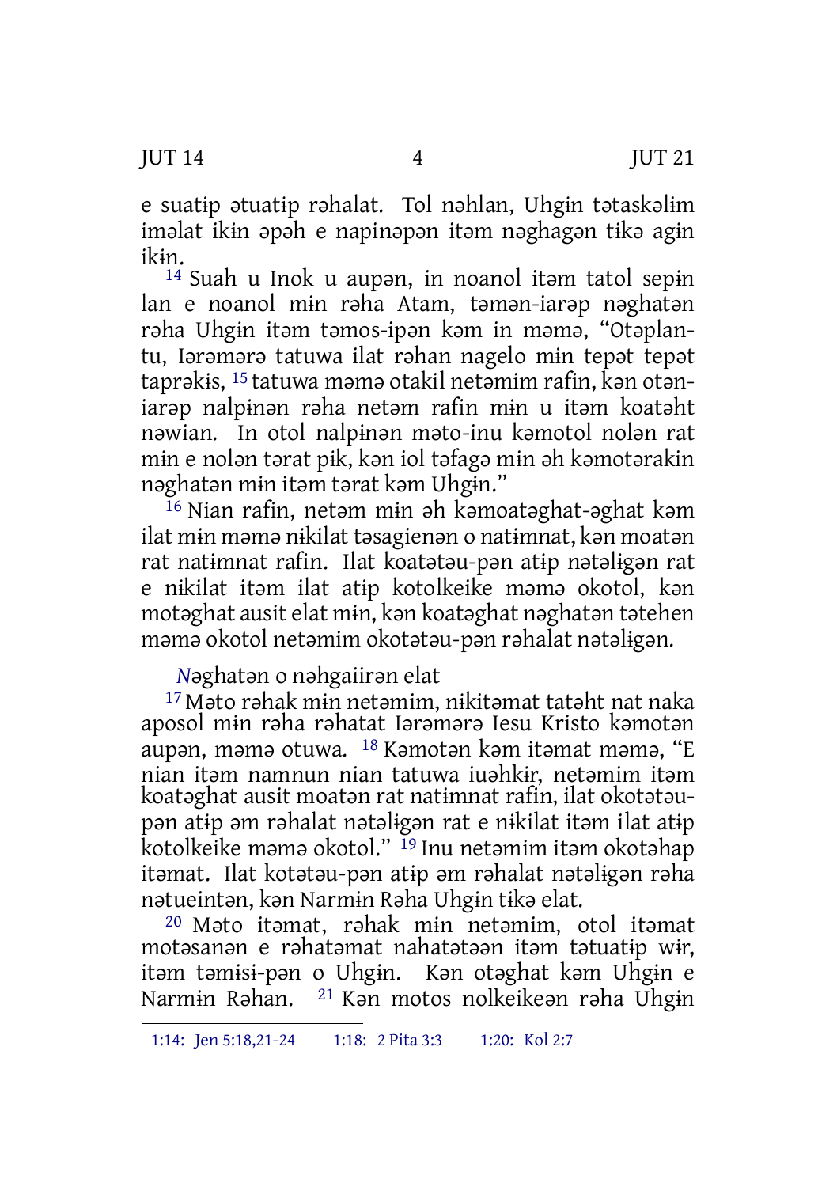e suatɨp ətuatɨp rəhalat. Tol nəhlan, Uhgɨn tətaskəlɨm iməlat ikɨn əpəh e napinəpən itəm nəghagən tɨkə agɨn ikɨn.

[14] Suah u Inok u aupən, in noanol itəm tatol sepɨn lan e noanol mɨn rəha Atam, təmən-iarəp nəghatən rəha Uhgɨn itəm təmos-ipən kəm in məmə, "Otəplan-tu, Iərəmərə tatuwa ilat rəhan nagelo mɨn tepət tepət taprəkɨs, [15] tatuwa məmə otakil netəmim rafin, kən otən-iarəp nalpɨnən rəha netəm rafin mɨn u itəm koatəht nəwian. In otol nalpɨnən məto-inu kəmotol nolən rat mɨn e nolən tərat pɨk, kən iol təfagə mɨn əh kəmotərakin nəghatən mɨn itəm tərat kəm Uhgɨn."

[16] Nian rafin, netəm mɨn əh kəmoatəghat-əghat kəm ilat mɨn məmə nɨkilat təsagienən o natɨmnat, kən moatən rat natɨmnat rafin. Ilat koatətəu-pən atɨp nətəlɨgən rat e nɨkilat itəm ilat atɨp kotolkeike məmə okotol, kən motəghat ausit elat mɨn, kən koatəghat nəghatən tətehen məmə okotol netəmim okotətəu-pən rəhalat nətəlɨgən.

*N*əghatən o nəhgaiirən elat

[17] Məto rəhak mɨn netəmim, nɨkitəmat tatəht nat naka aposol mɨn rəha rəhatat Iərəmərə Iesu Kristo kəmotən aupən, məmə otuwa. [18] Kəmotən kəm itəmat məmə, "E nian itəm namnun nian tatuwa iuəhkɨr, netəmim itəm koatəghat ausit moatən rat natɨmnat rafin, ilat okotətəu-pən atɨp əm rəhalat nətəlɨgən rat e nɨkilat itəm ilat atɨp kotolkeike məmə okotol." [19] Inu netəmim itəm okotəhap itəmat. Ilat kotətəu-pən atɨp əm rəhalat nətəlɨgən rəha nətueintən, kən Narmɨn Rəha Uhgɨn tɨkə elat.

[20] Məto itəmat, rəhak mɨn netəmim, otol itəmat motəsanən e rəhatəmat nahatətəən itəm tətuatɨp wɨr, itəm təmɨsɨ-pən o Uhgɨn. Kən otəghat kəm Uhgɨn e Narmɨn Rəhan. [21] Kən motos nolkeikeən rəha Uhgɨn

1:14: Jen 5:18,21-24 1:18: 2 Pita 3:3 1:20: Kol 2:7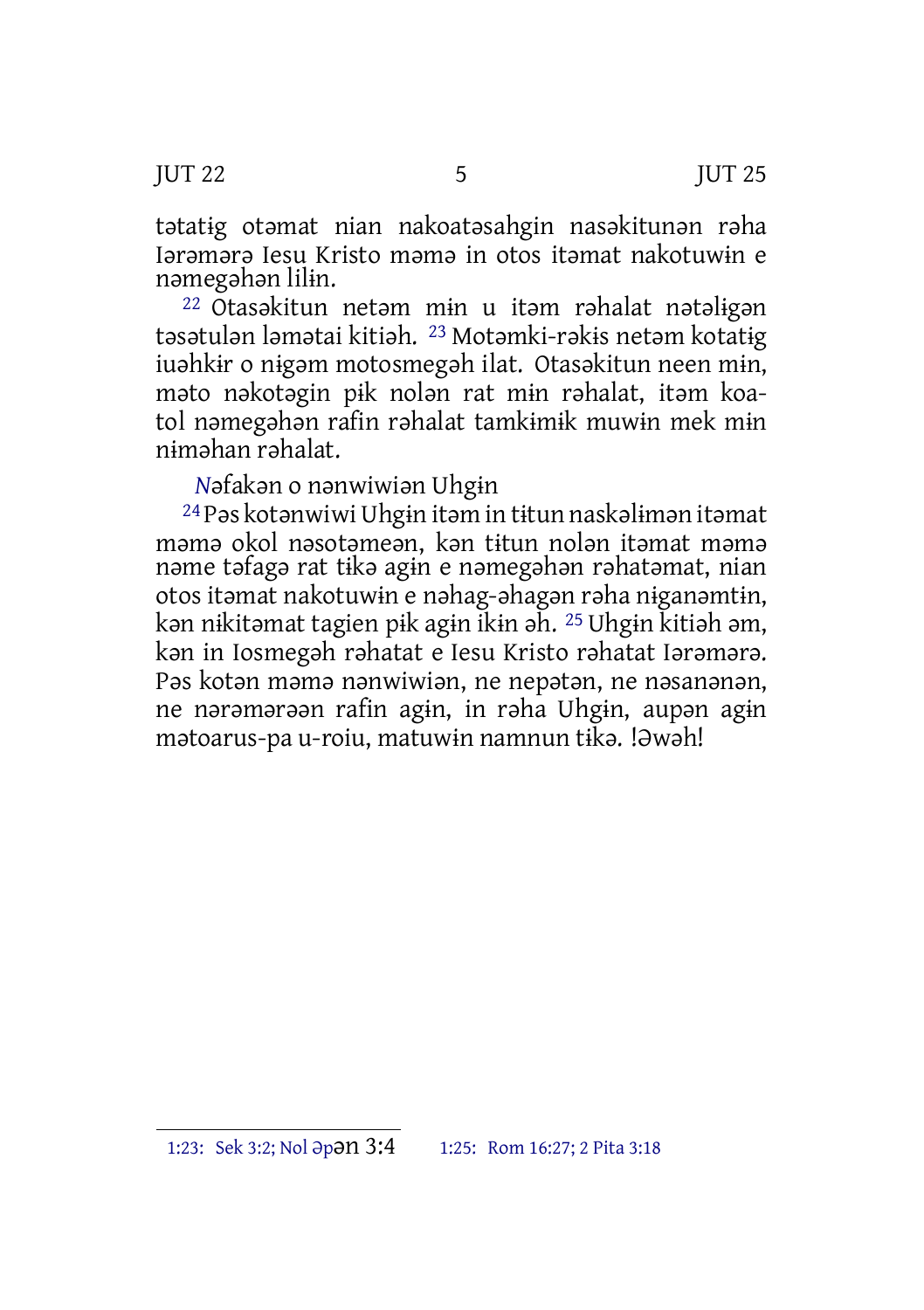tətatɨg otəmat nian nakoatəsahgin nasəkitunən rəha Iərəmərə Iesu Kristo məmə in otos itəmat nakotuwɨn e nəmegəhən lilɨn.

[22] Otasəkitun netəm mɨn u itəm rəhalat nətəlɨgən təsətulən ləmətai kitiəh. [23] Motəmki-rəkɨs netəm kotatɨg iuəhkɨr o nɨgəm motosmegəh ilat. Otasəkitun neen mɨn, məto nəkotəgin pɨk nolən rat mɨn rəhalat, itəm koatol nəmegəhən rafin rəhalat tamkɨmɨk muwɨn mek mɨn nɨməhan rəhalat.

*N*əfakən o nənwiwiən Uhgɨn

[24] Pəs kotənwiwi Uhgɨn itəm in tɨtun naskəlɨmən itəmat məmə okol nəsotəmeən, kən tɨtun nolən itəmat məmə nəme təfagə rat tɨkə agɨn e nəmegəhən rəhatəmat, nian otos itəmat nakotuwɨn e nəhag-əhagən rəha nɨganəmtɨn, kən nɨkitəmat tagien pɨk agɨn ikɨn əh. [25] Uhgɨn kitiəh əm, kən in Iosmegəh rəhatat e Iesu Kristo rəhatat Iərəmərə. Pəs kotən məmə nənwiwiən, ne nepətən, ne nəsanənən, ne nərəmərəən rafin agɨn, in rəha Uhgɨn, aupən agɨn mətoarus-pa u-roiu, matuwɨn namnun tɨkə. !Əwəh!

---

1:23: Sek 3:2; Nol əpən 3:4 1:25: Rom 16:27; 2 Pita 3:18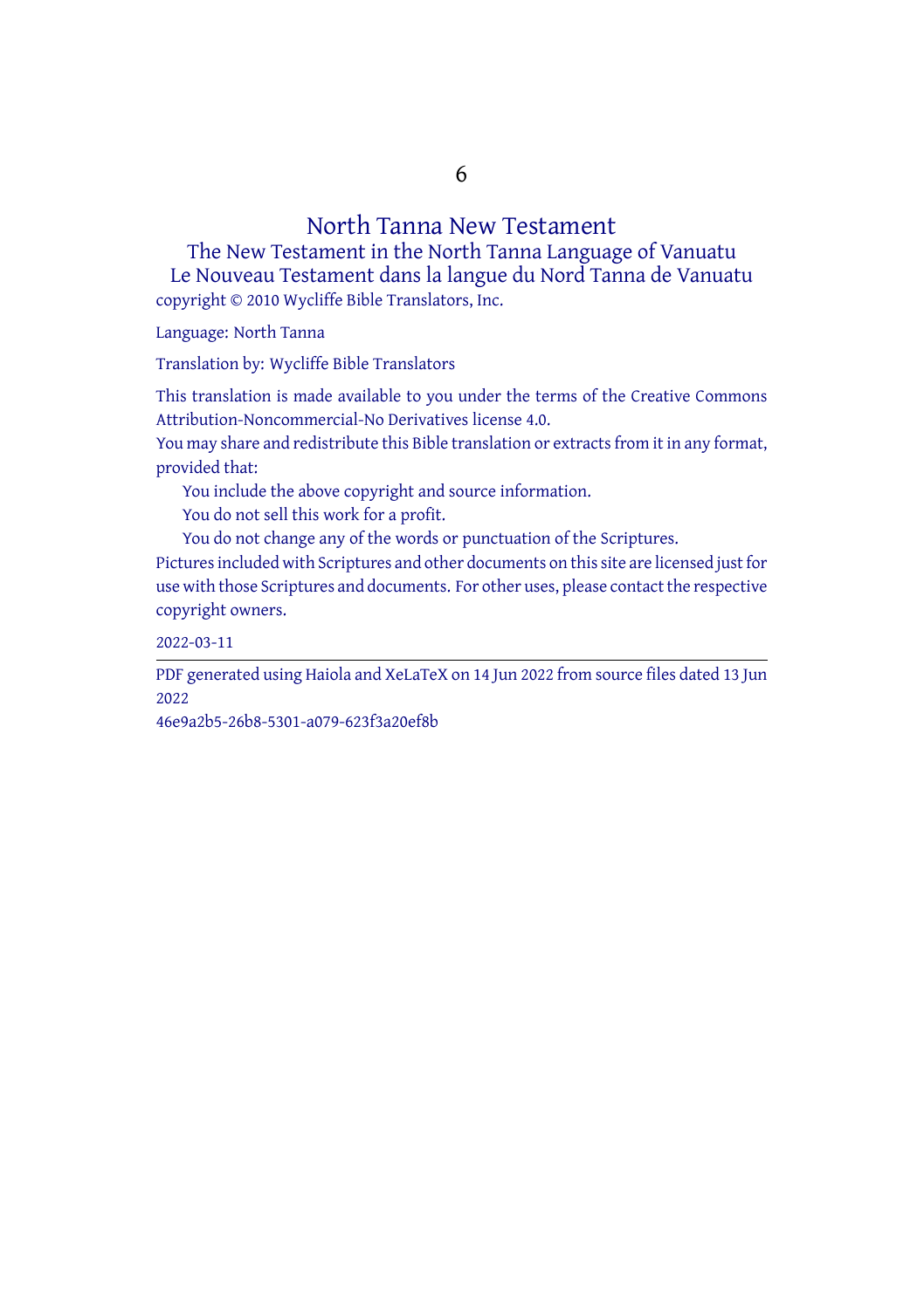# North Tanna New Testament

## The New Testament in the North Tanna Language of Vanuatu

## Le Nouveau Testament dans la langue du Nord Tanna de Vanuatu

copyright © 2010 Wycliffe Bible Translators, Inc.

Language: North Tanna

Translation by: Wycliffe Bible Translators

This translation is made available to you under the terms of the Creative Commons Attribution-Noncommercial-No Derivatives license 4.0.

You may share and redistribute this Bible translation or extracts from it in any format, provided that:

- You include the above copyright and source information.
- You do not sell this work for a profit.
- You do not change any of the words or punctuation of the Scriptures.

Pictures included with Scriptures and other documents on this site are licensed just for use with those Scriptures and documents. For other uses, please contact the respective copyright owners.

2022-03-11

---

PDF generated using Haiola and XeLaTeX on 14 Jun 2022 from source files dated 13 Jun 2022

46e9a2b5-26b8-5301-a079-623f3a20ef8b